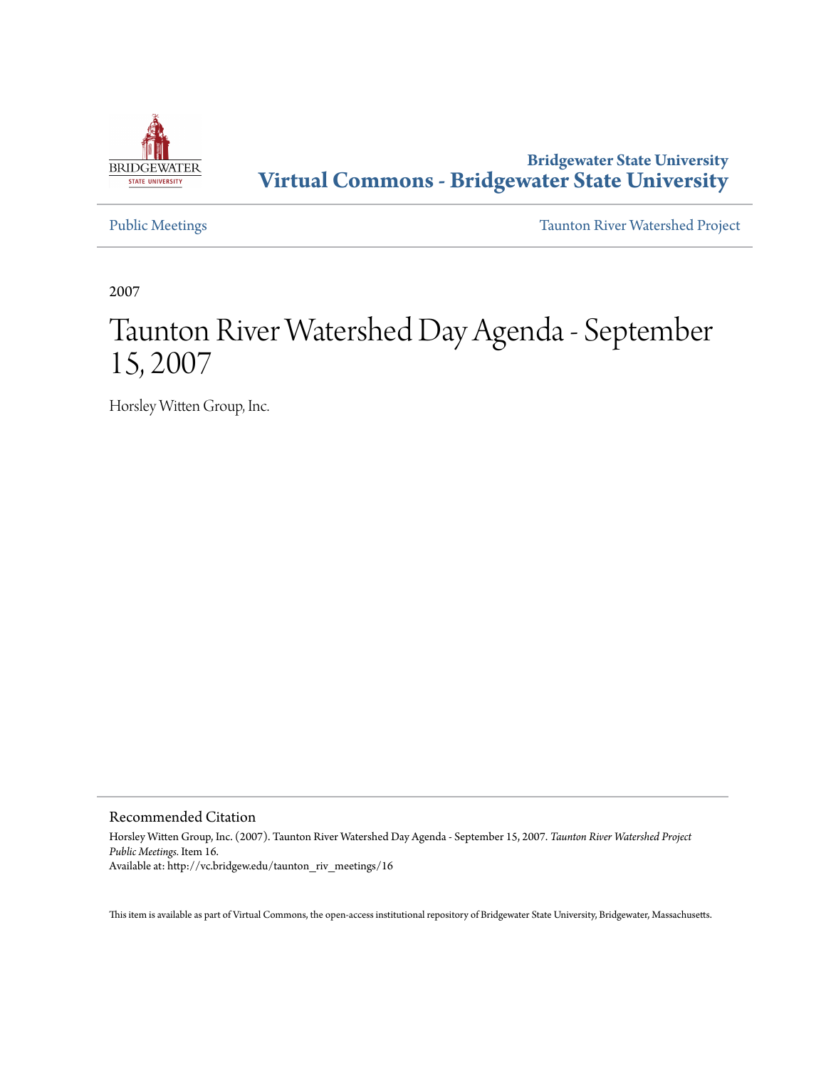Bridgewater State University

**Virtual Commons - Bridgewater State University**

Public Meetings

Taunton River Watershed Project

2007

# Taunton River Watershed Day Agenda - September 15, 2007

Horsley Witten Group, Inc.

## Recommended Citation

Horsley Witten Group, Inc. (2007). Taunton River Watershed Day Agenda - September 15, 2007. *Taunton River Watershed Project Public Meetings.* Item 16.
Available at: http://vc.bridgew.edu/taunton_riv_meetings/16

This item is available as part of Virtual Commons, the open-access institutional repository of Bridgewater State University, Bridgewater, Massachusetts.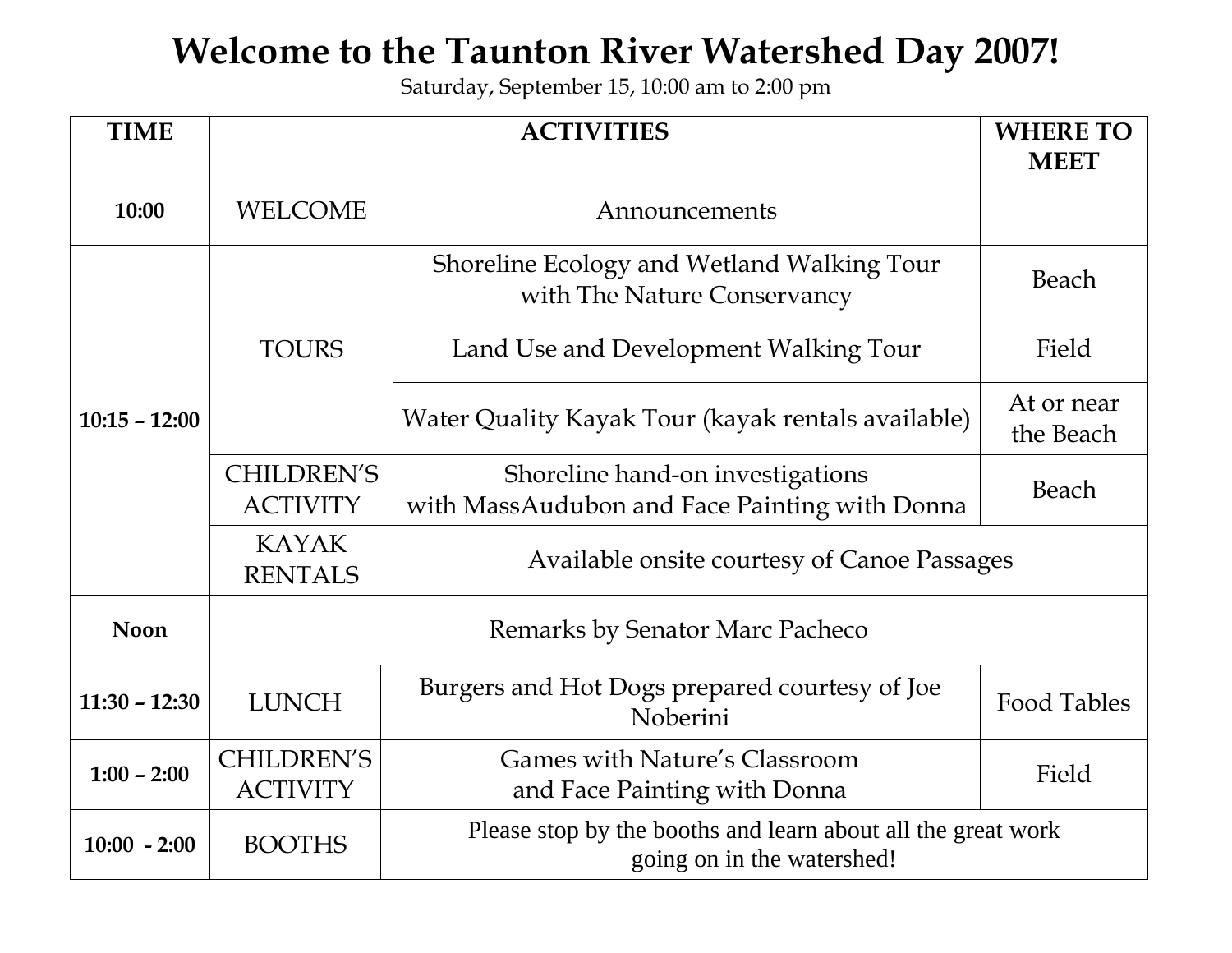# Welcome to the Taunton River Watershed Day 2007!

Saturday, September 15, 10:00 am to 2:00 pm

| TIME | ACTIVITIES | | WHERE TO MEET |
|---|---|---|---|
| 10:00 | WELCOME | Announcements | |
| 10:15 – 12:00 | TOURS | Shoreline Ecology and Wetland Walking Tour with The Nature Conservancy | Beach |
| | | Land Use and Development Walking Tour | Field |
| | | Water Quality Kayak Tour (kayak rentals available) | At or near the Beach |
| | CHILDREN'S ACTIVITY | Shoreline hand-on investigations with MassAudubon and Face Painting with Donna | Beach |
| | KAYAK RENTALS | Available onsite courtesy of Canoe Passages | |
| Noon | Remarks by Senator Marc Pacheco | | |
| 11:30 – 12:30 | LUNCH | Burgers and Hot Dogs prepared courtesy of Joe Noberini | Food Tables |
| 1:00 – 2:00 | CHILDREN'S ACTIVITY | Games with Nature's Classroom and Face Painting with Donna | Field |
| 10:00 - 2:00 | BOOTHS | Please stop by the booths and learn about all the great work going on in the watershed! | |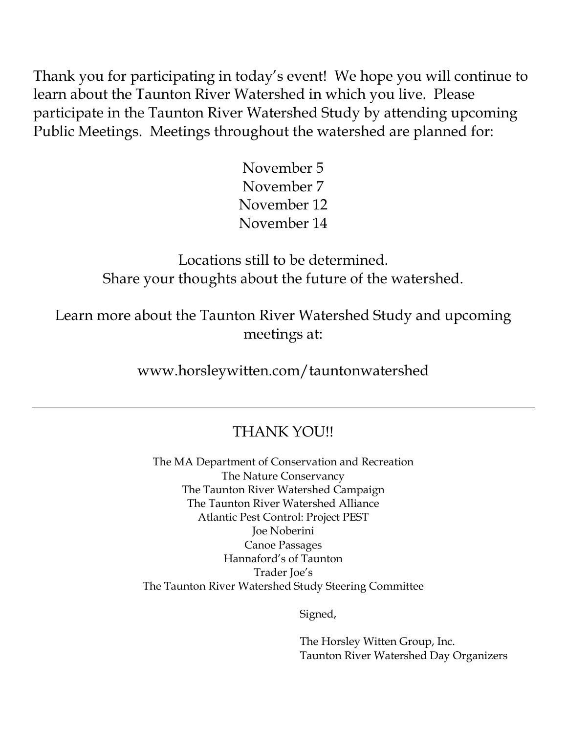Thank you for participating in today's event! We hope you will continue to learn about the Taunton River Watershed in which you live. Please participate in the Taunton River Watershed Study by attending upcoming Public Meetings. Meetings throughout the watershed are planned for:

November 5
November 7
November 12
November 14

Locations still to be determined.
Share your thoughts about the future of the watershed.

Learn more about the Taunton River Watershed Study and upcoming meetings at:

www.horsleywitten.com/tauntonwatershed

---

## THANK YOU!!

The MA Department of Conservation and Recreation
The Nature Conservancy
The Taunton River Watershed Campaign
The Taunton River Watershed Alliance
Atlantic Pest Control: Project PEST
Joe Noberini
Canoe Passages
Hannaford's of Taunton
Trader Joe's
The Taunton River Watershed Study Steering Committee

Signed,

The Horsley Witten Group, Inc.
Taunton River Watershed Day Organizers